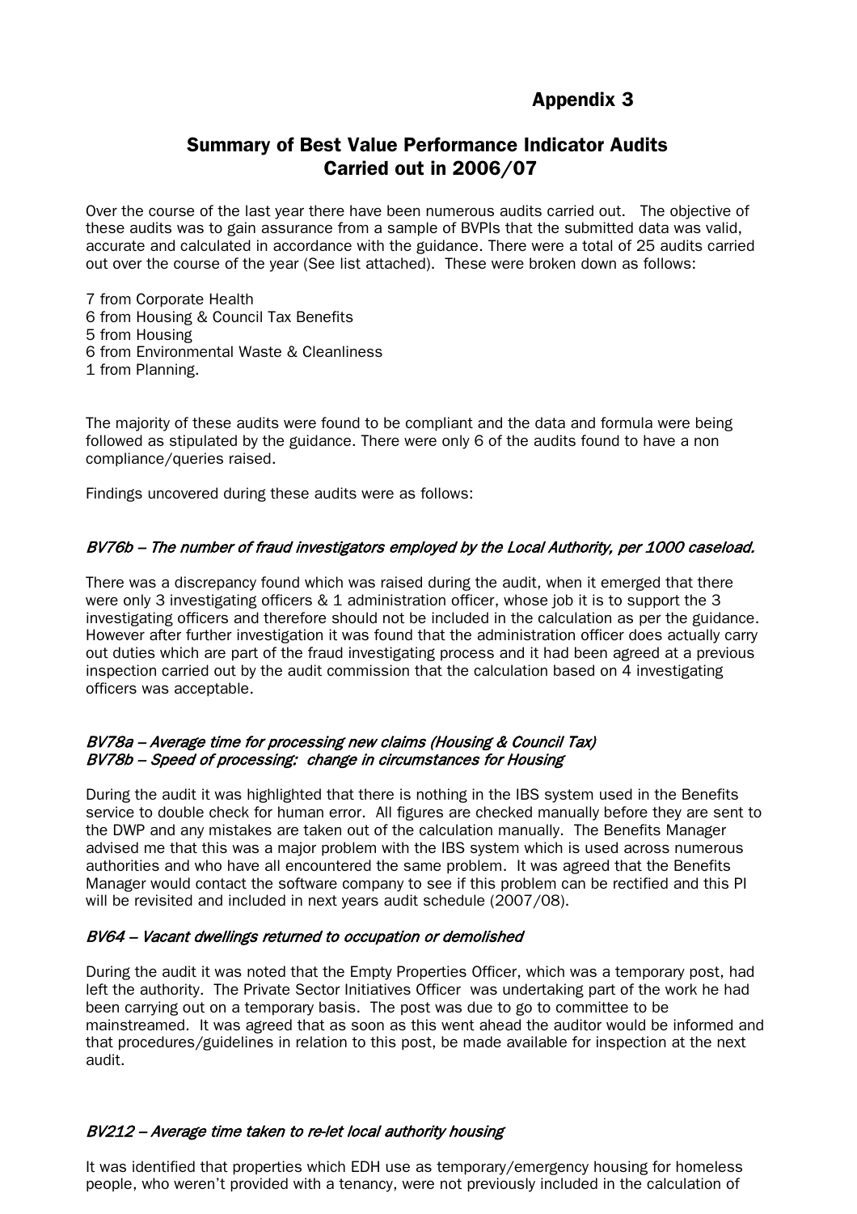## Appendix 3

# Summary of Best Value Performance Indicator Audits Carried out in 2006/07

Over the course of the last year there have been numerous audits carried out. The objective of these audits was to gain assurance from a sample of BVPIs that the submitted data was valid, accurate and calculated in accordance with the guidance. There were a total of 25 audits carried out over the course of the year (See list attached). These were broken down as follows:

7 from Corporate Health
6 from Housing & Council Tax Benefits
5 from Housing
6 from Environmental Waste & Cleanliness
1 from Planning.

The majority of these audits were found to be compliant and the data and formula were being followed as stipulated by the guidance. There were only 6 of the audits found to have a non compliance/queries raised.

Findings uncovered during these audits were as follows:

### *BV76b – The number of fraud investigators employed by the Local Authority, per 1000 caseload.*

There was a discrepancy found which was raised during the audit, when it emerged that there were only 3 investigating officers & 1 administration officer, whose job it is to support the 3 investigating officers and therefore should not be included in the calculation as per the guidance. However after further investigation it was found that the administration officer does actually carry out duties which are part of the fraud investigating process and it had been agreed at a previous inspection carried out by the audit commission that the calculation based on 4 investigating officers was acceptable.

### *BV78a – Average time for processing new claims (Housing & Council Tax)*
### *BV78b – Speed of processing: change in circumstances for Housing*

During the audit it was highlighted that there is nothing in the IBS system used in the Benefits service to double check for human error. All figures are checked manually before they are sent to the DWP and any mistakes are taken out of the calculation manually. The Benefits Manager advised me that this was a major problem with the IBS system which is used across numerous authorities and who have all encountered the same problem. It was agreed that the Benefits Manager would contact the software company to see if this problem can be rectified and this PI will be revisited and included in next years audit schedule (2007/08).

### *BV64 – Vacant dwellings returned to occupation or demolished*

During the audit it was noted that the Empty Properties Officer, which was a temporary post, had left the authority. The Private Sector Initiatives Officer was undertaking part of the work he had been carrying out on a temporary basis. The post was due to go to committee to be mainstreamed. It was agreed that as soon as this went ahead the auditor would be informed and that procedures/guidelines in relation to this post, be made available for inspection at the next audit.

### *BV212 – Average time taken to re-let local authority housing*

It was identified that properties which EDH use as temporary/emergency housing for homeless people, who weren't provided with a tenancy, were not previously included in the calculation of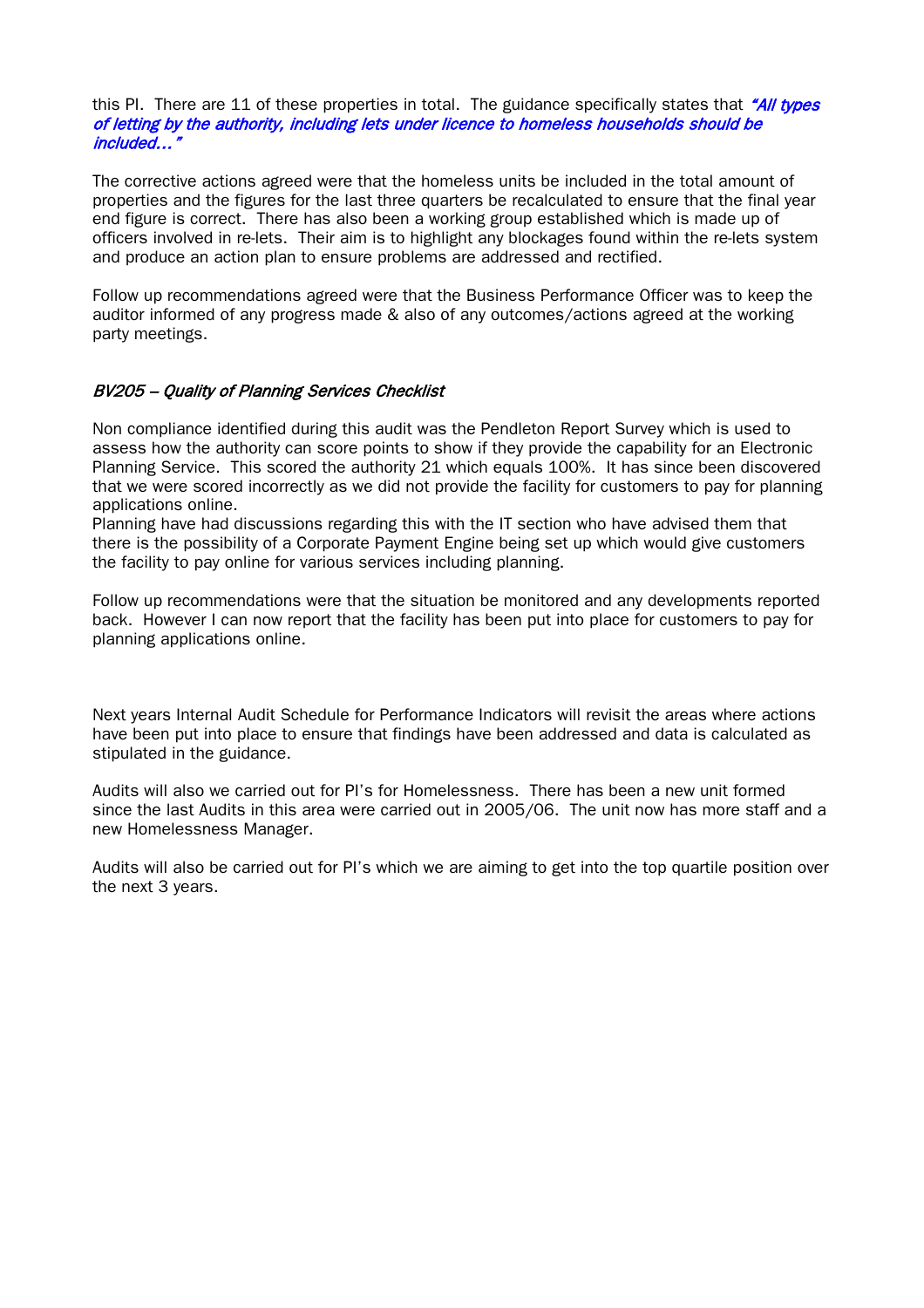this PI. There are 11 of these properties in total. The guidance specifically states that ***"All types of letting by the authority, including lets under licence to homeless households should be included…"***

The corrective actions agreed were that the homeless units be included in the total amount of properties and the figures for the last three quarters be recalculated to ensure that the final year end figure is correct. There has also been a working group established which is made up of officers involved in re-lets. Their aim is to highlight any blockages found within the re-lets system and produce an action plan to ensure problems are addressed and rectified.

Follow up recommendations agreed were that the Business Performance Officer was to keep the auditor informed of any progress made & also of any outcomes/actions agreed at the working party meetings.

*BV205 – Quality of Planning Services Checklist*

Non compliance identified during this audit was the Pendleton Report Survey which is used to assess how the authority can score points to show if they provide the capability for an Electronic Planning Service. This scored the authority 21 which equals 100%. It has since been discovered that we were scored incorrectly as we did not provide the facility for customers to pay for planning applications online.
Planning have had discussions regarding this with the IT section who have advised them that there is the possibility of a Corporate Payment Engine being set up which would give customers the facility to pay online for various services including planning.

Follow up recommendations were that the situation be monitored and any developments reported back. However I can now report that the facility has been put into place for customers to pay for planning applications online.

Next years Internal Audit Schedule for Performance Indicators will revisit the areas where actions have been put into place to ensure that findings have been addressed and data is calculated as stipulated in the guidance.

Audits will also we carried out for PI's for Homelessness. There has been a new unit formed since the last Audits in this area were carried out in 2005/06. The unit now has more staff and a new Homelessness Manager.

Audits will also be carried out for PI's which we are aiming to get into the top quartile position over the next 3 years.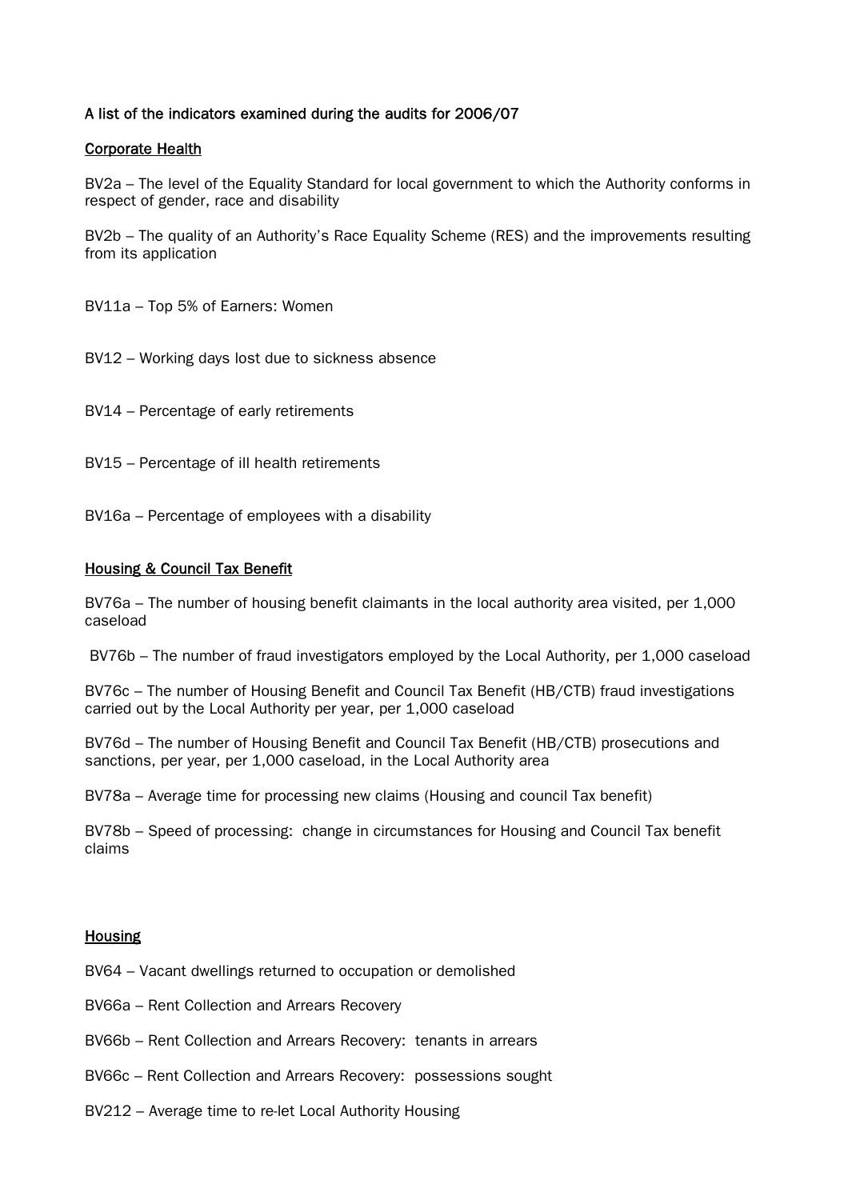**A list of the indicators examined during the audits for 2006/07**

**Corporate Health**

BV2a – The level of the Equality Standard for local government to which the Authority conforms in respect of gender, race and disability

BV2b – The quality of an Authority's Race Equality Scheme (RES) and the improvements resulting from its application

BV11a – Top 5% of Earners: Women

BV12 – Working days lost due to sickness absence

BV14 – Percentage of early retirements

BV15 – Percentage of ill health retirements

BV16a – Percentage of employees with a disability

**Housing & Council Tax Benefit**

BV76a – The number of housing benefit claimants in the local authority area visited, per 1,000 caseload

BV76b – The number of fraud investigators employed by the Local Authority, per 1,000 caseload

BV76c – The number of Housing Benefit and Council Tax Benefit (HB/CTB) fraud investigations carried out by the Local Authority per year, per 1,000 caseload

BV76d – The number of Housing Benefit and Council Tax Benefit (HB/CTB) prosecutions and sanctions, per year, per 1,000 caseload, in the Local Authority area

BV78a – Average time for processing new claims (Housing and council Tax benefit)

BV78b – Speed of processing: change in circumstances for Housing and Council Tax benefit claims

**Housing**

BV64 – Vacant dwellings returned to occupation or demolished

BV66a – Rent Collection and Arrears Recovery

BV66b – Rent Collection and Arrears Recovery: tenants in arrears

BV66c – Rent Collection and Arrears Recovery: possessions sought

BV212 – Average time to re-let Local Authority Housing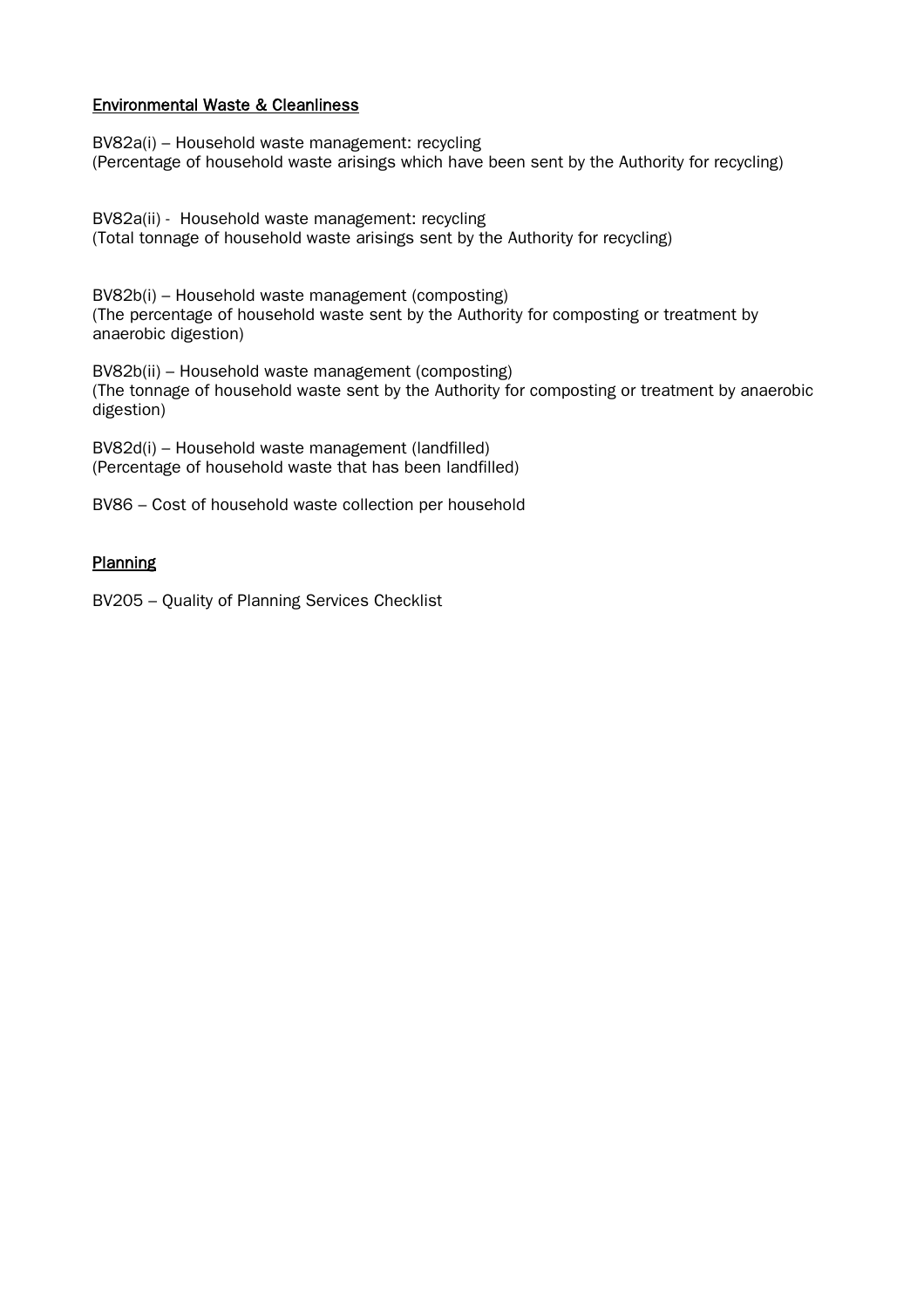<u>Environmental Waste & Cleanliness</u>

BV82a(i) – Household waste management: recycling
(Percentage of household waste arisings which have been sent by the Authority for recycling)

BV82a(ii) - Household waste management: recycling
(Total tonnage of household waste arisings sent by the Authority for recycling)

BV82b(i) – Household waste management (composting)
(The percentage of household waste sent by the Authority for composting or treatment by anaerobic digestion)

BV82b(ii) – Household waste management (composting)
(The tonnage of household waste sent by the Authority for composting or treatment by anaerobic digestion)

BV82d(i) – Household waste management (landfilled)
(Percentage of household waste that has been landfilled)

BV86 – Cost of household waste collection per household

<u>Planning</u>

BV205 – Quality of Planning Services Checklist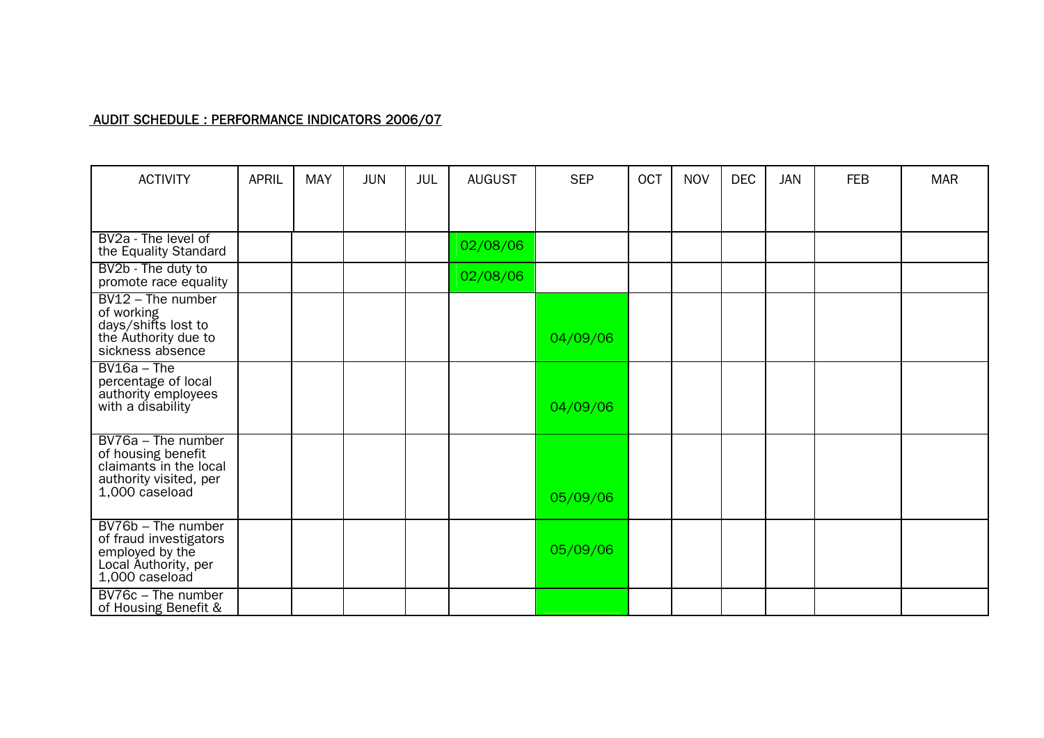**AUDIT SCHEDULE : PERFORMANCE INDICATORS 2006/07**

| ACTIVITY | APRIL | MAY | JUN | JUL | AUGUST | SEP | OCT | NOV | DEC | JAN | FEB | MAR |
|---|---|---|---|---|---|---|---|---|---|---|---|---|
| BV2a - The level of the Equality Standard | | | | | 02/08/06 | | | | | | | |
| BV2b - The duty to promote race equality | | | | | 02/08/06 | | | | | | | |
| BV12 – The number of working days/shifts lost to the Authority due to sickness absence | | | | | | 04/09/06 | | | | | | |
| BV16a – The percentage of local authority employees with a disability | | | | | | 04/09/06 | | | | | | |
| BV76a – The number of housing benefit claimants in the local authority visited, per 1,000 caseload | | | | | | 05/09/06 | | | | | | |
| BV76b – The number of fraud investigators employed by the Local Authority, per 1,000 caseload | | | | | | 05/09/06 | | | | | | |
| BV76c – The number of Housing Benefit & | | | | | | | | | | | | |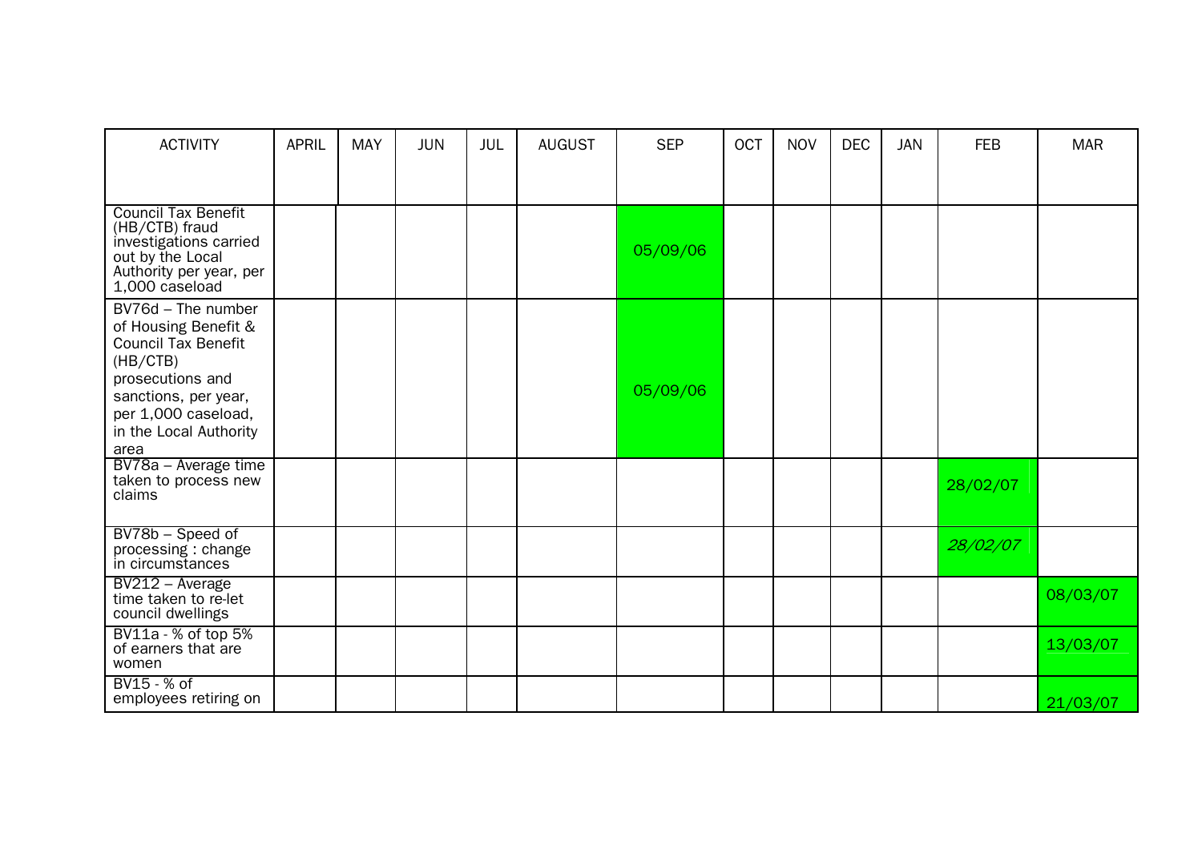| ACTIVITY | APRIL | MAY | JUN | JUL | AUGUST | SEP | OCT | NOV | DEC | JAN | FEB | MAR |
|---|---|---|---|---|---|---|---|---|---|---|---|---|
| Council Tax Benefit (HB/CTB) fraud investigations carried out by the Local Authority per year, per 1,000 caseload | | | | | | 05/09/06 | | | | | | |
| BV76d – The number of Housing Benefit & Council Tax Benefit (HB/CTB) prosecutions and sanctions, per year, per 1,000 caseload, in the Local Authority area | | | | | | 05/09/06 | | | | | | |
| BV78a – Average time taken to process new claims | | | | | | | | | | | 28/02/07 | |
| BV78b – Speed of processing : change in circumstances | | | | | | | | | | | *28/02/07* | |
| BV212 – Average time taken to re-let council dwellings | | | | | | | | | | | | 08/03/07 |
| BV11a - % of top 5% of earners that are women | | | | | | | | | | | | 13/03/07 |
| BV15 - % of employees retiring on | | | | | | | | | | | | 21/03/07 |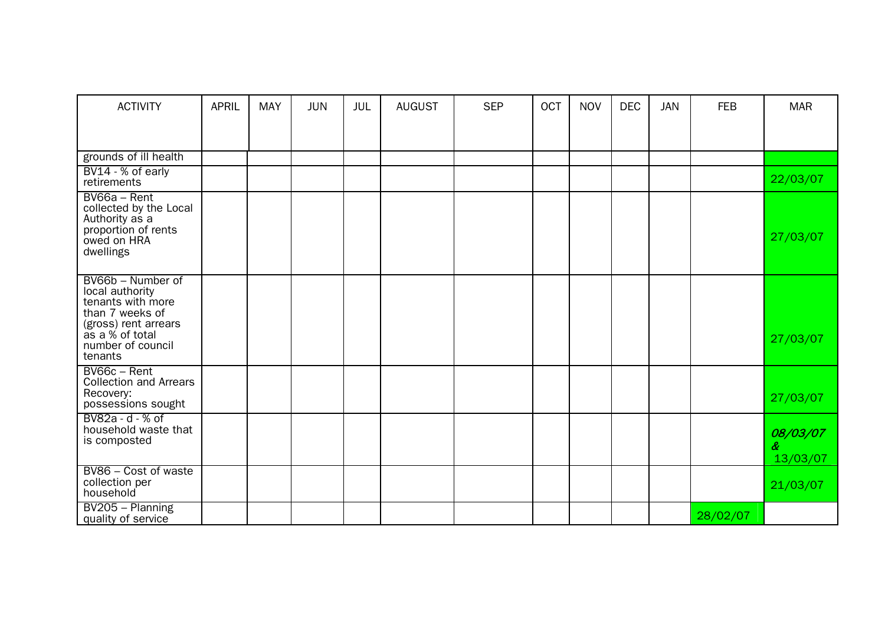| ACTIVITY | APRIL | MAY | JUN | JUL | AUGUST | SEP | OCT | NOV | DEC | JAN | FEB | MAR |
|---|---|---|---|---|---|---|---|---|---|---|---|---|
| grounds of ill health | | | | | | | | | | | | |
| BV14 - % of early retirements | | | | | | | | | | | | 22/03/07 |
| BV66a – Rent collected by the Local Authority as a proportion of rents owed on HRA dwellings | | | | | | | | | | | | 27/03/07 |
| BV66b – Number of local authority tenants with more than 7 weeks of (gross) rent arrears as a % of total number of council tenants | | | | | | | | | | | | 27/03/07 |
| BV66c – Rent Collection and Arrears Recovery: possessions sought | | | | | | | | | | | | 27/03/07 |
| BV82a - d - % of household waste that is composted | | | | | | | | | | | | *08/03/07 &* 13/03/07 |
| BV86 – Cost of waste collection per household | | | | | | | | | | | | 21/03/07 |
| BV205 – Planning quality of service | | | | | | | | | | | 28/02/07 | |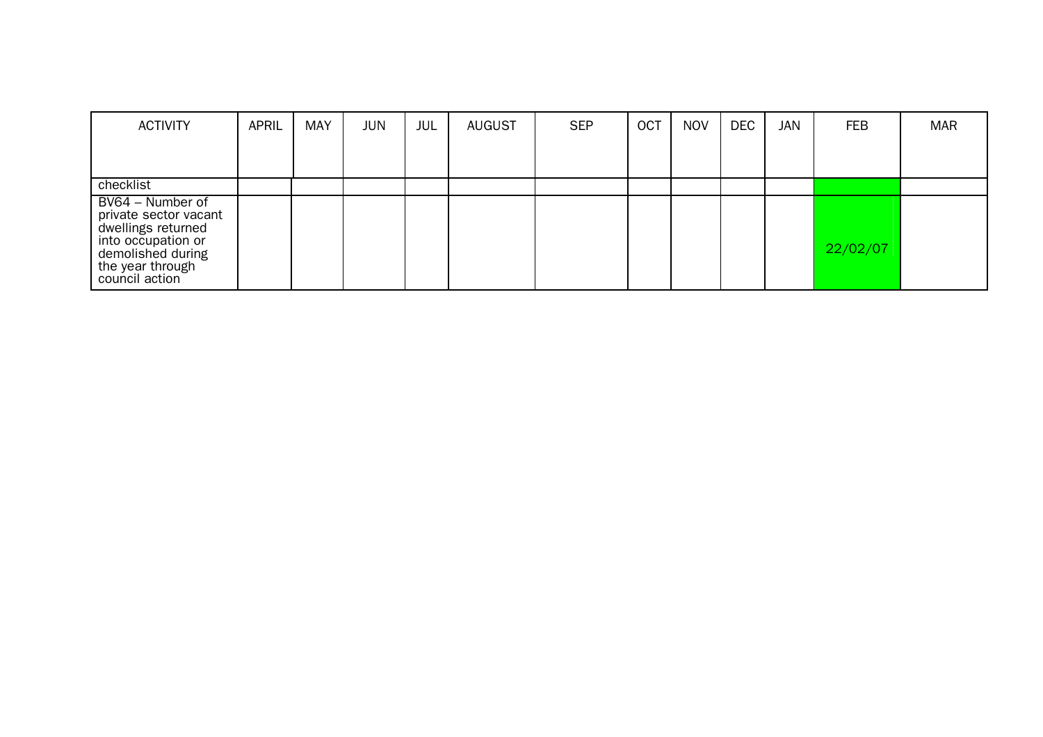| ACTIVITY | APRIL | MAY | JUN | JUL | AUGUST | SEP | OCT | NOV | DEC | JAN | FEB | MAR |
|---|---|---|---|---|---|---|---|---|---|---|---|---|
| checklist | | | | | | | | | | | | |
| BV64 – Number of private sector vacant dwellings returned into occupation or demolished during the year through council action | | | | | | | | | | | 22/02/07 | |